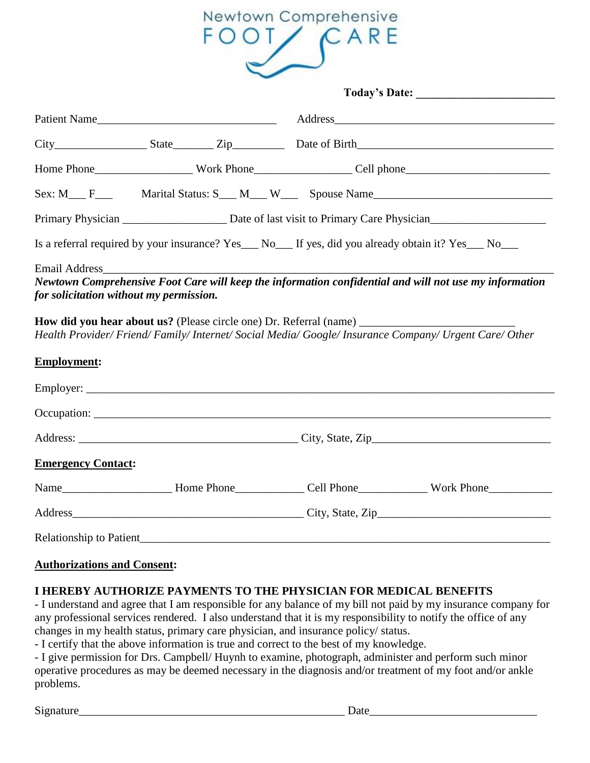# Newtown Comprehensive FOOT CARE

**Today's Date: \_\_\_\_\_\_\_\_\_\_\_\_\_\_\_\_\_\_\_\_\_\_\_\_**

Patient Name\_\_\_\_\_\_\_\_\_\_\_\_\_\_\_\_\_\_\_\_\_\_\_\_\_\_\_\_\_\_\_\_ Address\_\_\_\_\_\_\_\_\_\_\_\_\_\_\_\_\_\_\_\_\_\_\_\_\_\_\_\_\_\_\_\_\_\_\_\_\_\_\_\_

City\_\_\_\_\_\_\_\_\_\_\_\_\_\_\_\_ State\_\_\_\_\_\_\_ Zip\_\_\_\_\_\_\_\_\_ Date of Birth\_\_\_\_\_\_\_\_\_\_\_\_\_\_\_\_\_\_\_\_\_\_\_\_\_\_\_\_\_\_\_\_\_\_

Home Phone\_\_\_\_\_\_\_\_\_\_\_\_\_\_\_\_\_ Work Phone\_\_\_\_\_\_\_\_\_\_\_\_\_\_\_\_\_ Cell phone\_\_\_\_\_\_\_\_\_\_\_\_\_\_\_\_\_\_\_\_\_\_\_\_\_\_

Sex: M\_\_\_ F\_\_\_ Marital Status: S\_\_\_ M\_\_\_ W\_\_\_ Spouse Name\_\_\_\_\_\_\_\_\_\_\_\_\_\_\_\_\_\_\_\_\_\_\_\_\_\_\_\_\_\_\_\_

Primary Physician \_\_\_\_\_\_\_\_\_\_\_\_\_\_\_\_\_\_ Date of last visit to Primary Care Physician\_\_\_\_\_\_\_\_\_\_\_\_\_\_\_\_\_\_\_\_

Is a referral required by your insurance? Yes\_\_\_ No\_\_\_ If yes, did you already obtain it? Yes\_\_\_ No\_\_\_

Email Address\_\_\_\_\_\_\_\_\_\_\_\_\_\_\_\_\_\_\_\_\_\_\_\_\_\_\_\_\_\_\_\_\_\_\_\_\_\_\_\_\_\_\_\_\_\_\_\_\_\_\_\_\_\_\_\_\_\_\_\_\_\_\_\_\_\_\_\_\_\_\_\_\_\_\_\_

***Newtown Comprehensive Foot Care will keep the information confidential and will not use my information for solicitation without my permission.***

**How did you hear about us?** (Please circle one) Dr. Referral (name) \_\_\_\_\_\_\_\_\_\_\_\_\_\_\_\_\_\_\_\_\_\_\_\_\_\_\_
*Health Provider/ Friend/ Family/ Internet/ Social Media/ Google/ Insurance Company/ Urgent Care/ Other*

**Employment:**

Employer: \_\_\_\_\_\_\_\_\_\_\_\_\_\_\_\_\_\_\_\_\_\_\_\_\_\_\_\_\_\_\_\_\_\_\_\_\_\_\_\_\_\_\_\_\_\_\_\_\_\_\_\_\_\_\_\_\_\_\_\_\_\_\_\_\_\_\_\_\_\_\_\_\_\_\_\_\_\_

Occupation: \_\_\_\_\_\_\_\_\_\_\_\_\_\_\_\_\_\_\_\_\_\_\_\_\_\_\_\_\_\_\_\_\_\_\_\_\_\_\_\_\_\_\_\_\_\_\_\_\_\_\_\_\_\_\_\_\_\_\_\_\_\_\_\_\_\_\_\_\_\_\_\_\_\_\_\_

Address: \_\_\_\_\_\_\_\_\_\_\_\_\_\_\_\_\_\_\_\_\_\_\_\_\_\_\_\_\_\_\_\_\_\_\_\_\_\_\_ City, State, Zip\_\_\_\_\_\_\_\_\_\_\_\_\_\_\_\_\_\_\_\_\_\_\_\_\_\_\_\_\_\_\_

**Emergency Contact:**

Name\_\_\_\_\_\_\_\_\_\_\_\_\_\_\_\_\_\_\_ Home Phone\_\_\_\_\_\_\_\_\_\_\_\_ Cell Phone\_\_\_\_\_\_\_\_\_\_\_\_ Work Phone\_\_\_\_\_\_\_\_\_\_\_

Address\_\_\_\_\_\_\_\_\_\_\_\_\_\_\_\_\_\_\_\_\_\_\_\_\_\_\_\_\_\_\_\_\_\_\_\_\_\_\_\_\_ City, State, Zip\_\_\_\_\_\_\_\_\_\_\_\_\_\_\_\_\_\_\_\_\_\_\_\_\_\_\_\_\_\_

Relationship to Patient\_\_\_\_\_\_\_\_\_\_\_\_\_\_\_\_\_\_\_\_\_\_\_\_\_\_\_\_\_\_\_\_\_\_\_\_\_\_\_\_\_\_\_\_\_\_\_\_\_\_\_\_\_\_\_\_\_\_\_\_\_\_\_\_\_\_\_\_\_\_

**Authorizations and Consent:**

**I HEREBY AUTHORIZE PAYMENTS TO THE PHYSICIAN FOR MEDICAL BENEFITS**

- I understand and agree that I am responsible for any balance of my bill not paid by my insurance company for any professional services rendered. I also understand that it is my responsibility to notify the office of any changes in my health status, primary care physician, and insurance policy/ status.
- I certify that the above information is true and correct to the best of my knowledge.
- I give permission for Drs. Campbell/ Huynh to examine, photograph, administer and perform such minor operative procedures as may be deemed necessary in the diagnosis and/or treatment of my foot and/or ankle problems.

Signature\_\_\_\_\_\_\_\_\_\_\_\_\_\_\_\_\_\_\_\_\_\_\_\_\_\_\_\_\_\_\_\_\_\_\_\_\_\_\_\_\_\_\_\_\_\_\_\_ Date\_\_\_\_\_\_\_\_\_\_\_\_\_\_\_\_\_\_\_\_\_\_\_\_\_\_\_\_\_\_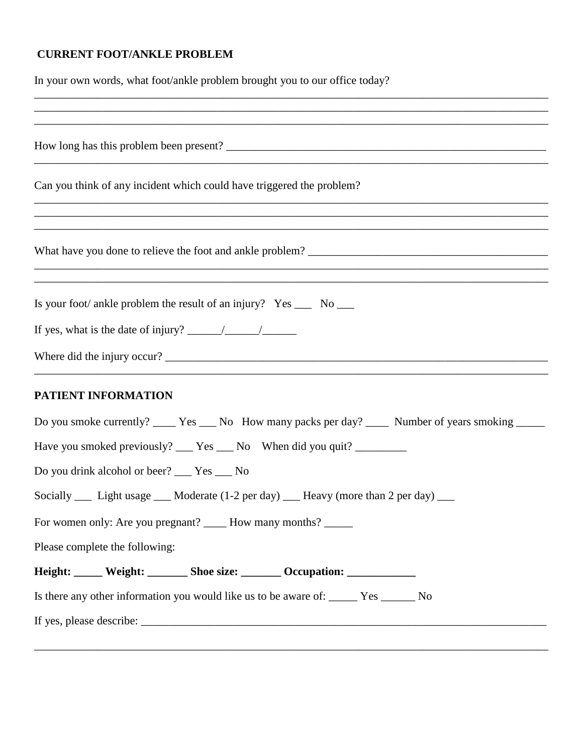## CURRENT FOOT/ANKLE PROBLEM

In your own words, what foot/ankle problem brought you to our office today?

______________________________________________________________________________________

______________________________________________________________________________________

______________________________________________________________________________________

How long has this problem been present? ______________________________________________

______________________________________________________________________________________

Can you think of any incident which could have triggered the problem?

______________________________________________________________________________________

______________________________________________________________________________________

______________________________________________________________________________________

What have you done to relieve the foot and ankle problem? ______________________________

______________________________________________________________________________________

______________________________________________________________________________________

Is your foot/ ankle problem the result of an injury? Yes ___ No ___

If yes, what is the date of injury? ______/______/______

Where did the injury occur? ______________________________________________________

______________________________________________________________________________________

## PATIENT INFORMATION

Do you smoke currently? ____ Yes ___ No How many packs per day? ____ Number of years smoking _____

Have you smoked previously? ___ Yes ___ No When did you quit? _________

Do you drink alcohol or beer? ___ Yes ___ No

Socially ___ Light usage ___ Moderate (1-2 per day) ___ Heavy (more than 2 per day) ___

For women only: Are you pregnant? ____ How many months? _____

Please complete the following:

**Height: _____ Weight: _______ Shoe size: _______ Occupation: ____________**

Is there any other information you would like us to be aware of: _____ Yes ______ No

If yes, please describe: __________________________________________________________

______________________________________________________________________________________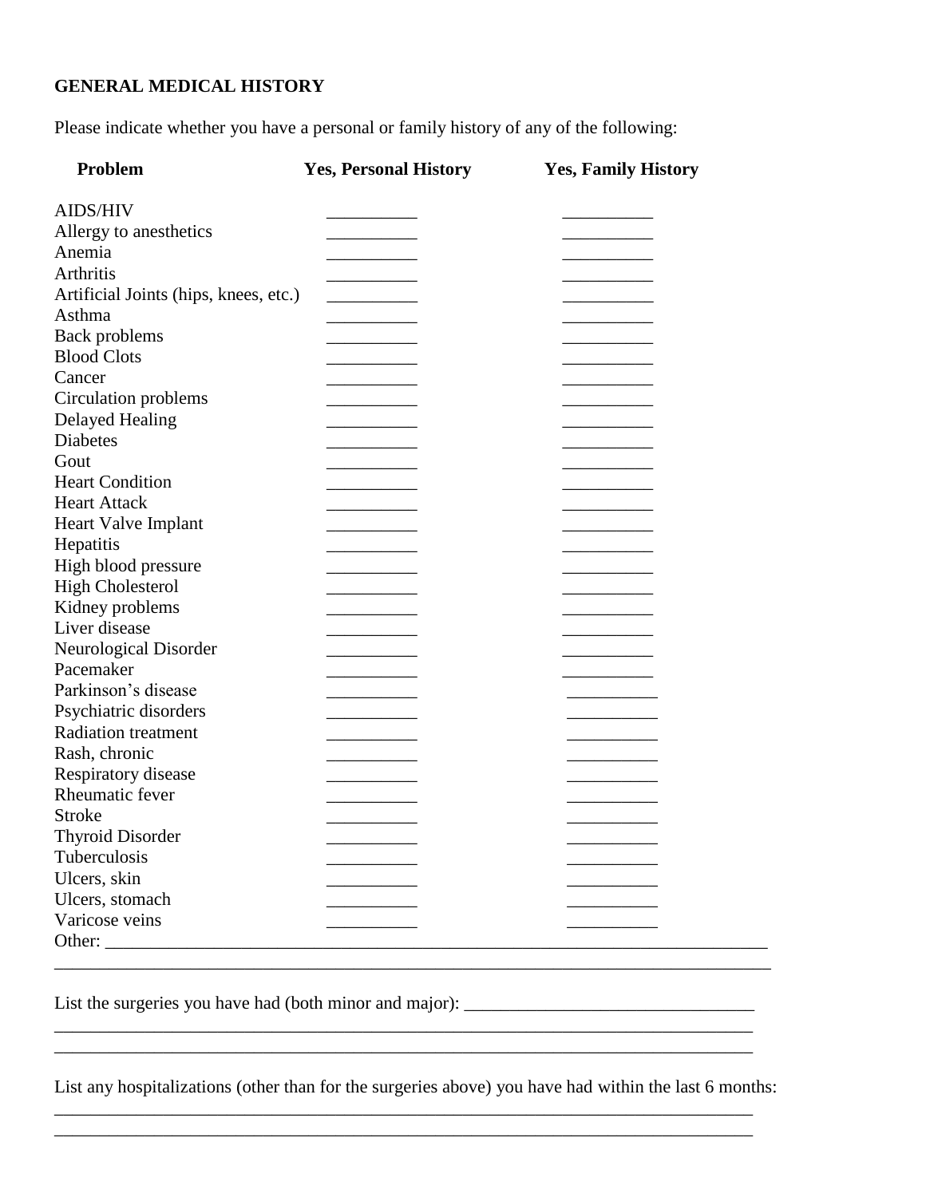## GENERAL MEDICAL HISTORY

Please indicate whether you have a personal or family history of any of the following:

| Problem | Yes, Personal History | Yes, Family History |
| --- | --- | --- |
| AIDS/HIV | __________ | __________ |
| Allergy to anesthetics | __________ | __________ |
| Anemia | __________ | __________ |
| Arthritis | __________ | __________ |
| Artificial Joints (hips, knees, etc.) | __________ | __________ |
| Asthma | __________ | __________ |
| Back problems | __________ | __________ |
| Blood Clots | __________ | __________ |
| Cancer | __________ | __________ |
| Circulation problems | __________ | __________ |
| Delayed Healing | __________ | __________ |
| Diabetes | __________ | __________ |
| Gout | __________ | __________ |
| Heart Condition | __________ | __________ |
| Heart Attack | __________ | __________ |
| Heart Valve Implant | __________ | __________ |
| Hepatitis | __________ | __________ |
| High blood pressure | __________ | __________ |
| High Cholesterol | __________ | __________ |
| Kidney problems | __________ | __________ |
| Liver disease | __________ | __________ |
| Neurological Disorder | __________ | __________ |
| Pacemaker | __________ | __________ |
| Parkinson's disease | __________ | __________ |
| Psychiatric disorders | __________ | __________ |
| Radiation treatment | __________ | __________ |
| Rash, chronic | __________ | __________ |
| Respiratory disease | __________ | __________ |
| Rheumatic fever | __________ | __________ |
| Stroke | __________ | __________ |
| Thyroid Disorder | __________ | __________ |
| Tuberculosis | __________ | __________ |
| Ulcers, skin | __________ | __________ |
| Ulcers, stomach | __________ | __________ |
| Varicose veins | __________ | __________ |

Other: ____________________________________________________________________________

____________________________________________________________________________________

List the surgeries you have had (both minor and major): ________________________________

____________________________________________________________________________________

____________________________________________________________________________________

List any hospitalizations (other than for the surgeries above) you have had within the last 6 months:

____________________________________________________________________________________

____________________________________________________________________________________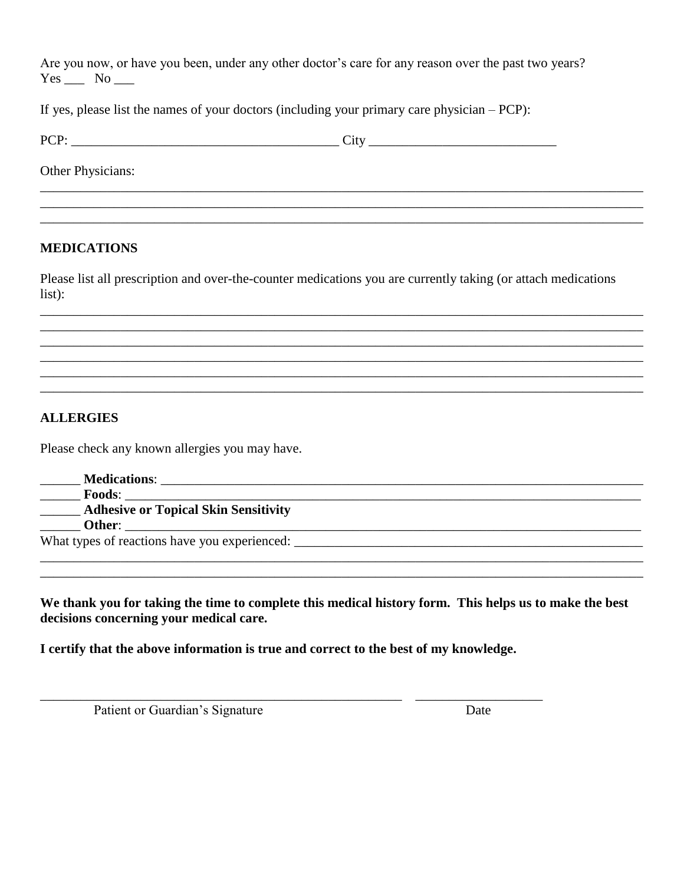Are you now, or have you been, under any other doctor's care for any reason over the past two years?
Yes ___ No ___

If yes, please list the names of your doctors (including your primary care physician – PCP):

PCP: ________________________________________ City ____________________________

Other Physicians:

___________________________________________________________________________________________
___________________________________________________________________________________________
___________________________________________________________________________________________

## MEDICATIONS

Please list all prescription and over-the-counter medications you are currently taking (or attach medications list):

___________________________________________________________________________________________
___________________________________________________________________________________________
___________________________________________________________________________________________
___________________________________________________________________________________________
___________________________________________________________________________________________
___________________________________________________________________________________________

## ALLERGIES

Please check any known allergies you may have.

______ **Medications**: ___________________________________________________________________________
______ **Foods**: ________________________________________________________________________________
______ **Adhesive or Topical Skin Sensitivity**
______ **Other**: ________________________________________________________________________________
What types of reactions have you experienced: _______________________________________________________
___________________________________________________________________________________________
___________________________________________________________________________________________

**We thank you for taking the time to complete this medical history form. This helps us to make the best decisions concerning your medical care.**

**I certify that the above information is true and correct to the best of my knowledge.**

_______________________________________________________ ___________________
Patient or Guardian's Signature Date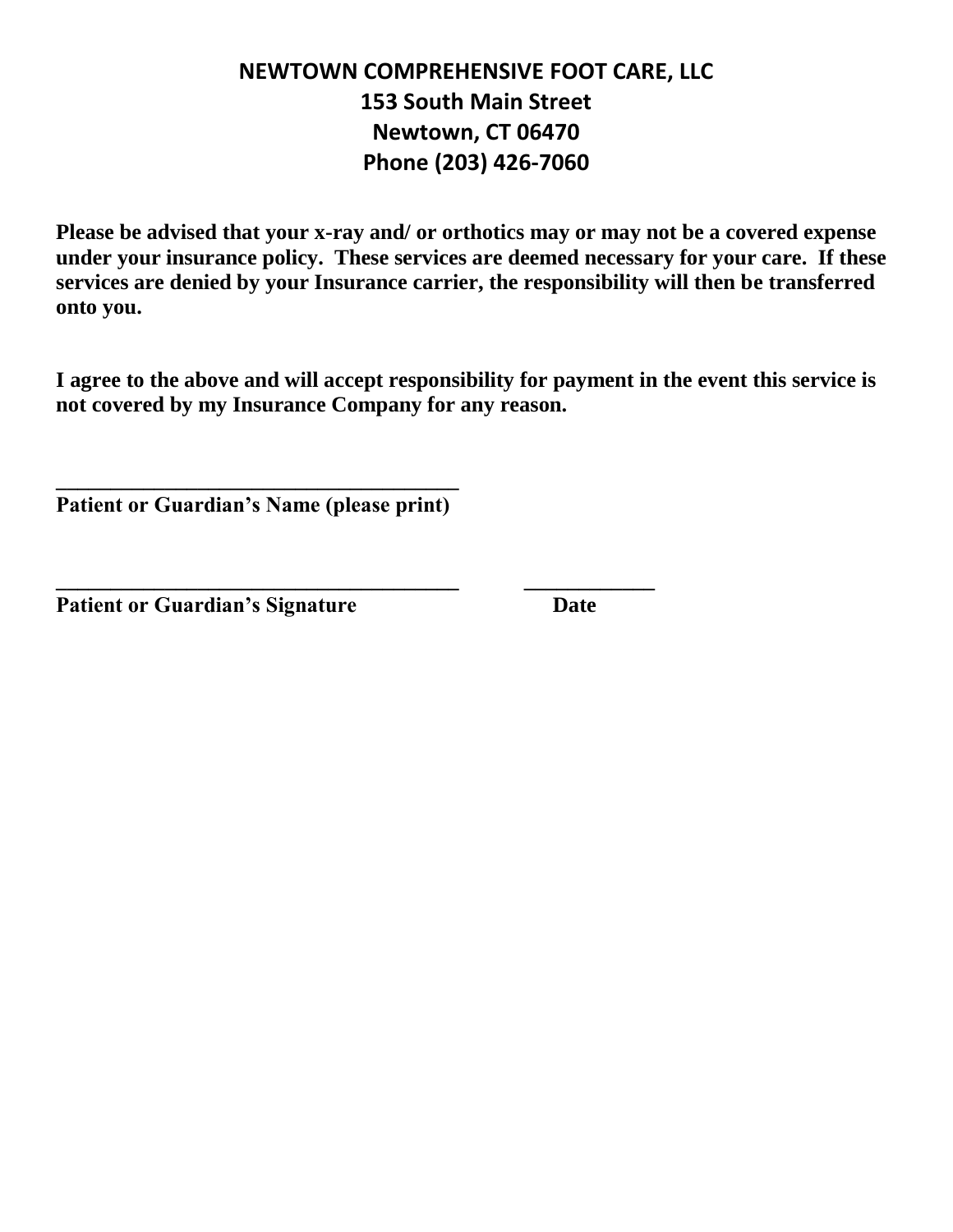**NEWTOWN COMPREHENSIVE FOOT CARE, LLC**
**153 South Main Street**
**Newtown, CT 06470**
**Phone (203) 426-7060**

**Please be advised that your x-ray and/ or orthotics may or may not be a covered expense under your insurance policy. These services are deemed necessary for your care. If these services are denied by your Insurance carrier, the responsibility will then be transferred onto you.**

**I agree to the above and will accept responsibility for payment in the event this service is not covered by my Insurance Company for any reason.**

\_\_\_\_\_\_\_\_\_\_\_\_\_\_\_\_\_\_\_\_\_\_\_\_\_\_\_\_\_\_\_\_\_\_\_\_\_\_
**Patient or Guardian's Name (please print)**

\_\_\_\_\_\_\_\_\_\_\_\_\_\_\_\_\_\_\_\_\_\_\_\_\_\_\_\_\_\_\_\_\_\_\_\_\_\_ \_\_\_\_\_\_\_\_\_\_\_\_
**Patient or Guardian's Signature** **Date**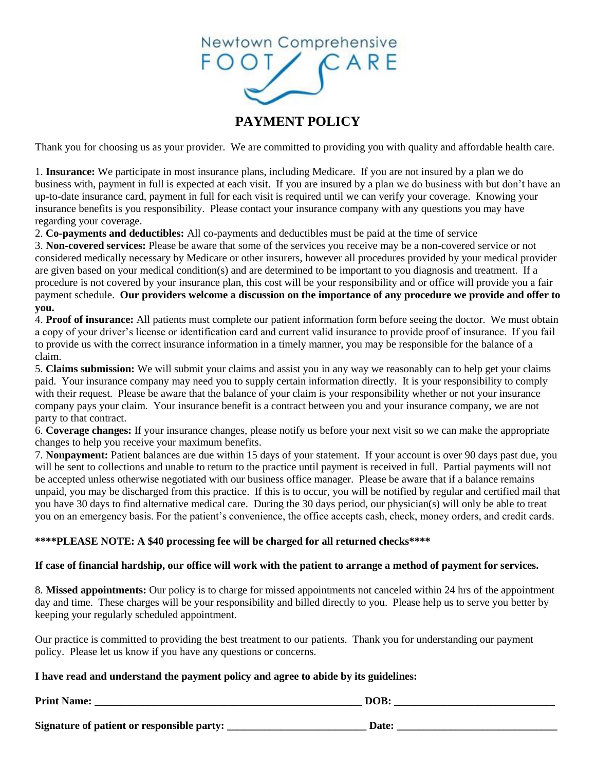Newtown Comprehensive FOOT CARE

# PAYMENT POLICY

Thank you for choosing us as your provider. We are committed to providing you with quality and affordable health care.

1. **Insurance:** We participate in most insurance plans, including Medicare. If you are not insured by a plan we do business with, payment in full is expected at each visit. If you are insured by a plan we do business with but don't have an up-to-date insurance card, payment in full for each visit is required until we can verify your coverage. Knowing your insurance benefits is you responsibility. Please contact your insurance company with any questions you may have regarding your coverage.
2. **Co-payments and deductibles:** All co-payments and deductibles must be paid at the time of service
3. **Non-covered services:** Please be aware that some of the services you receive may be a non-covered service or not considered medically necessary by Medicare or other insurers, however all procedures provided by your medical provider are given based on your medical condition(s) and are determined to be important to you diagnosis and treatment. If a procedure is not covered by your insurance plan, this cost will be your responsibility and or office will provide you a fair payment schedule. **Our providers welcome a discussion on the importance of any procedure we provide and offer to you.**
4. **Proof of insurance:** All patients must complete our patient information form before seeing the doctor. We must obtain a copy of your driver's license or identification card and current valid insurance to provide proof of insurance. If you fail to provide us with the correct insurance information in a timely manner, you may be responsible for the balance of a claim.
5. **Claims submission:** We will submit your claims and assist you in any way we reasonably can to help get your claims paid. Your insurance company may need you to supply certain information directly. It is your responsibility to comply with their request. Please be aware that the balance of your claim is your responsibility whether or not your insurance company pays your claim. Your insurance benefit is a contract between you and your insurance company, we are not party to that contract.
6. **Coverage changes:** If your insurance changes, please notify us before your next visit so we can make the appropriate changes to help you receive your maximum benefits.
7. **Nonpayment:** Patient balances are due within 15 days of your statement. If your account is over 90 days past due, you will be sent to collections and unable to return to the practice until payment is received in full. Partial payments will not be accepted unless otherwise negotiated with our business office manager. Please be aware that if a balance remains unpaid, you may be discharged from this practice. If this is to occur, you will be notified by regular and certified mail that you have 30 days to find alternative medical care. During the 30 days period, our physician(s) will only be able to treat you on an emergency basis. For the patient's convenience, the office accepts cash, check, money orders, and credit cards.

**\*\*\*\*PLEASE NOTE: A $40 processing fee will be charged for all returned checks\*\*\*\***

**If case of financial hardship, our office will work with the patient to arrange a method of payment for services.**

8. **Missed appointments:** Our policy is to charge for missed appointments not canceled within 24 hrs of the appointment day and time. These charges will be your responsibility and billed directly to you. Please help us to serve you better by keeping your regularly scheduled appointment.

Our practice is committed to providing the best treatment to our patients. Thank you for understanding our payment policy. Please let us know if you have any questions or concerns.

**I have read and understand the payment policy and agree to abide by its guidelines:**

**Print Name:** ______________________________ **DOB:** ______________________

**Signature of patient or responsible party:** ______________________ **Date:** ______________________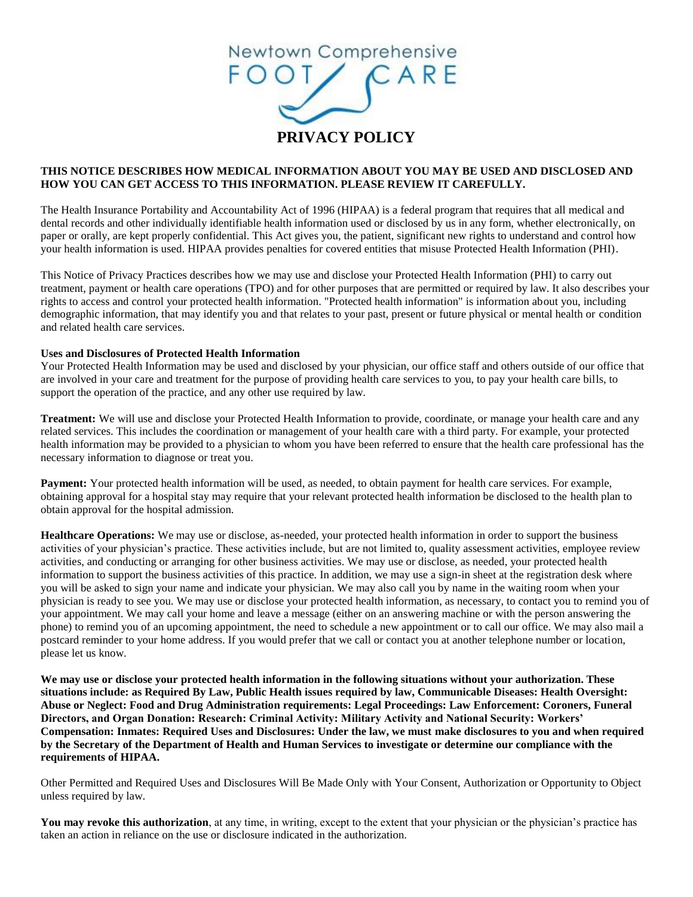Newtown Comprehensive
FOOT CARE

# PRIVACY POLICY

**THIS NOTICE DESCRIBES HOW MEDICAL INFORMATION ABOUT YOU MAY BE USED AND DISCLOSED AND HOW YOU CAN GET ACCESS TO THIS INFORMATION. PLEASE REVIEW IT CAREFULLY.**

The Health Insurance Portability and Accountability Act of 1996 (HIPAA) is a federal program that requires that all medical and dental records and other individually identifiable health information used or disclosed by us in any form, whether electronically, on paper or orally, are kept properly confidential. This Act gives you, the patient, significant new rights to understand and control how your health information is used. HIPAA provides penalties for covered entities that misuse Protected Health Information (PHI).

This Notice of Privacy Practices describes how we may use and disclose your Protected Health Information (PHI) to carry out treatment, payment or health care operations (TPO) and for other purposes that are permitted or required by law. It also describes your rights to access and control your protected health information. "Protected health information" is information about you, including demographic information, that may identify you and that relates to your past, present or future physical or mental health or condition and related health care services.

**Uses and Disclosures of Protected Health Information**
Your Protected Health Information may be used and disclosed by your physician, our office staff and others outside of our office that are involved in your care and treatment for the purpose of providing health care services to you, to pay your health care bills, to support the operation of the practice, and any other use required by law.

**Treatment:** We will use and disclose your Protected Health Information to provide, coordinate, or manage your health care and any related services. This includes the coordination or management of your health care with a third party. For example, your protected health information may be provided to a physician to whom you have been referred to ensure that the health care professional has the necessary information to diagnose or treat you.

**Payment:** Your protected health information will be used, as needed, to obtain payment for health care services. For example, obtaining approval for a hospital stay may require that your relevant protected health information be disclosed to the health plan to obtain approval for the hospital admission.

**Healthcare Operations:** We may use or disclose, as-needed, your protected health information in order to support the business activities of your physician's practice. These activities include, but are not limited to, quality assessment activities, employee review activities, and conducting or arranging for other business activities. We may use or disclose, as needed, your protected health information to support the business activities of this practice. In addition, we may use a sign-in sheet at the registration desk where you will be asked to sign your name and indicate your physician. We may also call you by name in the waiting room when your physician is ready to see you. We may use or disclose your protected health information, as necessary, to contact you to remind you of your appointment. We may call your home and leave a message (either on an answering machine or with the person answering the phone) to remind you of an upcoming appointment, the need to schedule a new appointment or to call our office. We may also mail a postcard reminder to your home address. If you would prefer that we call or contact you at another telephone number or location, please let us know.

**We may use or disclose your protected health information in the following situations without your authorization. These situations include: as Required By Law, Public Health issues required by law, Communicable Diseases: Health Oversight: Abuse or Neglect: Food and Drug Administration requirements: Legal Proceedings: Law Enforcement: Coroners, Funeral Directors, and Organ Donation: Research: Criminal Activity: Military Activity and National Security: Workers' Compensation: Inmates: Required Uses and Disclosures: Under the law, we must make disclosures to you and when required by the Secretary of the Department of Health and Human Services to investigate or determine our compliance with the requirements of HIPAA.**

Other Permitted and Required Uses and Disclosures Will Be Made Only with Your Consent, Authorization or Opportunity to Object unless required by law.

**You may revoke this authorization**, at any time, in writing, except to the extent that your physician or the physician's practice has taken an action in reliance on the use or disclosure indicated in the authorization.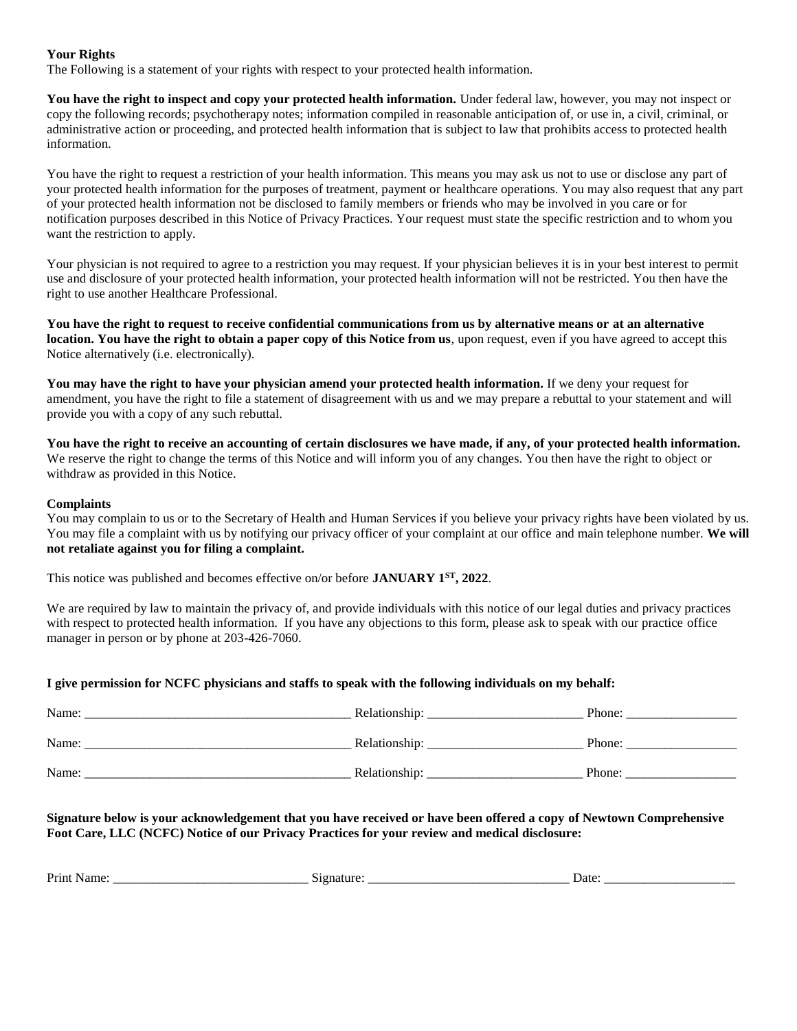**Your Rights**

The Following is a statement of your rights with respect to your protected health information.

**You have the right to inspect and copy your protected health information.** Under federal law, however, you may not inspect or copy the following records; psychotherapy notes; information compiled in reasonable anticipation of, or use in, a civil, criminal, or administrative action or proceeding, and protected health information that is subject to law that prohibits access to protected health information.

You have the right to request a restriction of your health information. This means you may ask us not to use or disclose any part of your protected health information for the purposes of treatment, payment or healthcare operations. You may also request that any part of your protected health information not be disclosed to family members or friends who may be involved in you care or for notification purposes described in this Notice of Privacy Practices. Your request must state the specific restriction and to whom you want the restriction to apply.

Your physician is not required to agree to a restriction you may request. If your physician believes it is in your best interest to permit use and disclosure of your protected health information, your protected health information will not be restricted. You then have the right to use another Healthcare Professional.

**You have the right to request to receive confidential communications from us by alternative means or at an alternative location. You have the right to obtain a paper copy of this Notice from us**, upon request, even if you have agreed to accept this Notice alternatively (i.e. electronically).

**You may have the right to have your physician amend your protected health information.** If we deny your request for amendment, you have the right to file a statement of disagreement with us and we may prepare a rebuttal to your statement and will provide you with a copy of any such rebuttal.

**You have the right to receive an accounting of certain disclosures we have made, if any, of your protected health information.** We reserve the right to change the terms of this Notice and will inform you of any changes. You then have the right to object or withdraw as provided in this Notice.

**Complaints**

You may complain to us or to the Secretary of Health and Human Services if you believe your privacy rights have been violated by us. You may file a complaint with us by notifying our privacy officer of your complaint at our office and main telephone number. **We will not retaliate against you for filing a complaint.**

This notice was published and becomes effective on/or before **JANUARY 1ST, 2022**.

We are required by law to maintain the privacy of, and provide individuals with this notice of our legal duties and privacy practices with respect to protected health information. If you have any objections to this form, please ask to speak with our practice office manager in person or by phone at 203-426-7060.

**I give permission for NCFC physicians and staffs to speak with the following individuals on my behalf:**

Name: ________________________________________ Relationship: ________________________ Phone: _________________

Name: ________________________________________ Relationship: ________________________ Phone: _________________

Name: ________________________________________ Relationship: ________________________ Phone: _________________

**Signature below is your acknowledgement that you have received or have been offered a copy of Newtown Comprehensive Foot Care, LLC (NCFC) Notice of our Privacy Practices for your review and medical disclosure:**

Print Name: ______________________________ Signature: _______________________________ Date: ____________________